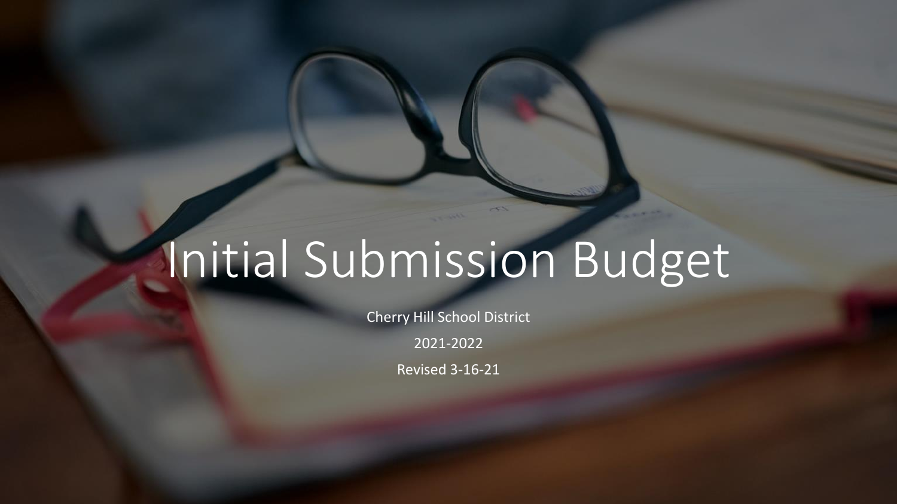# Initial Submission Budget

Cherry Hill School District

2021-2022

Revised 3-16-21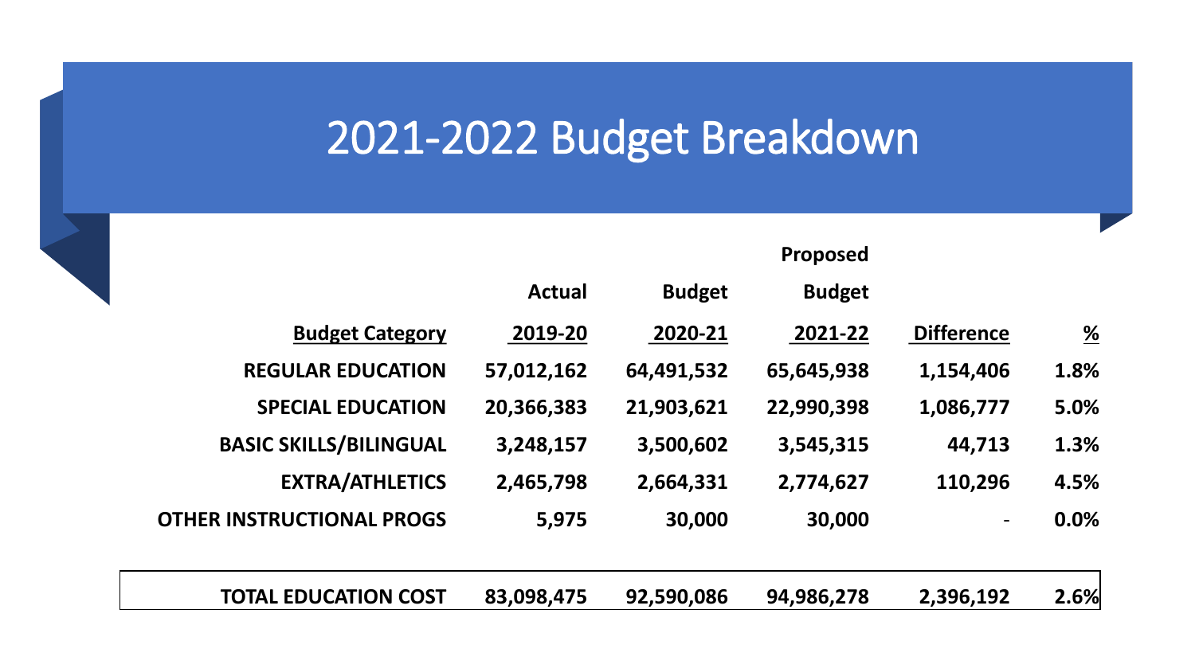# 2021-2022 Budget Breakdown

| Budget Category | Actual 2019-20 | Budget 2020-21 | Proposed Budget 2021-22 | Difference | % |
|---|---|---|---|---|---|
| **REGULAR EDUCATION** | **57,012,162** | **64,491,532** | **65,645,938** | **1,154,406** | **1.8%** |
| **SPECIAL EDUCATION** | **20,366,383** | **21,903,621** | **22,990,398** | **1,086,777** | **5.0%** |
| **BASIC SKILLS/BILINGUAL** | **3,248,157** | **3,500,602** | **3,545,315** | **44,713** | **1.3%** |
| **EXTRA/ATHLETICS** | **2,465,798** | **2,664,331** | **2,774,627** | **110,296** | **4.5%** |
| **OTHER INSTRUCTIONAL PROGS** | **5,975** | **30,000** | **30,000** | - | **0.0%** |
| **TOTAL EDUCATION COST** | **83,098,475** | **92,590,086** | **94,986,278** | **2,396,192** | **2.6%** |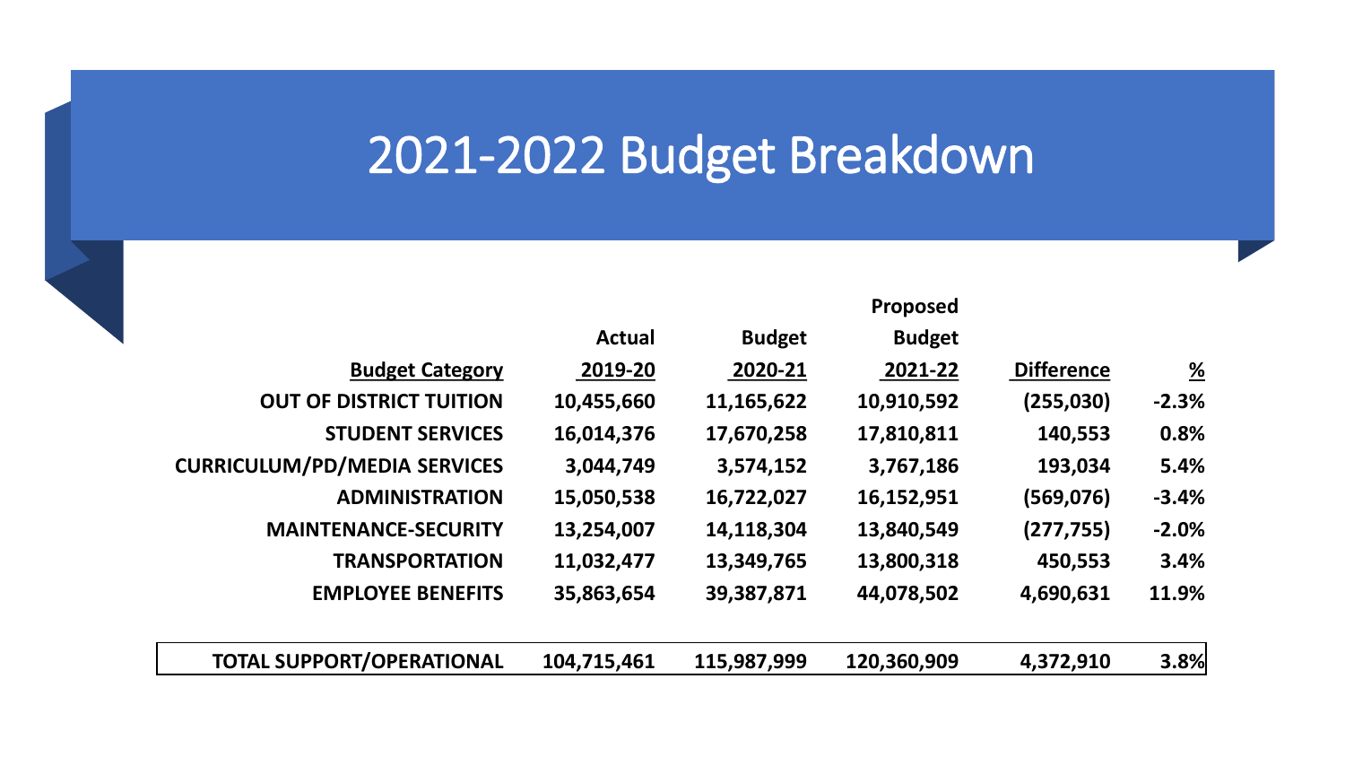# 2021-2022 Budget Breakdown

| Budget Category | Actual 2019-20 | Budget 2020-21 | Proposed Budget 2021-22 | Difference | % |
|---|---|---|---|---|---|
| **OUT OF DISTRICT TUITION** | **10,455,660** | **11,165,622** | **10,910,592** | **(255,030)** | **-2.3%** |
| **STUDENT SERVICES** | **16,014,376** | **17,670,258** | **17,810,811** | **140,553** | **0.8%** |
| **CURRICULUM/PD/MEDIA SERVICES** | **3,044,749** | **3,574,152** | **3,767,186** | **193,034** | **5.4%** |
| **ADMINISTRATION** | **15,050,538** | **16,722,027** | **16,152,951** | **(569,076)** | **-3.4%** |
| **MAINTENANCE-SECURITY** | **13,254,007** | **14,118,304** | **13,840,549** | **(277,755)** | **-2.0%** |
| **TRANSPORTATION** | **11,032,477** | **13,349,765** | **13,800,318** | **450,553** | **3.4%** |
| **EMPLOYEE BENEFITS** | **35,863,654** | **39,387,871** | **44,078,502** | **4,690,631** | **11.9%** |
| **TOTAL SUPPORT/OPERATIONAL** | **104,715,461** | **115,987,999** | **120,360,909** | **4,372,910** | **3.8%** |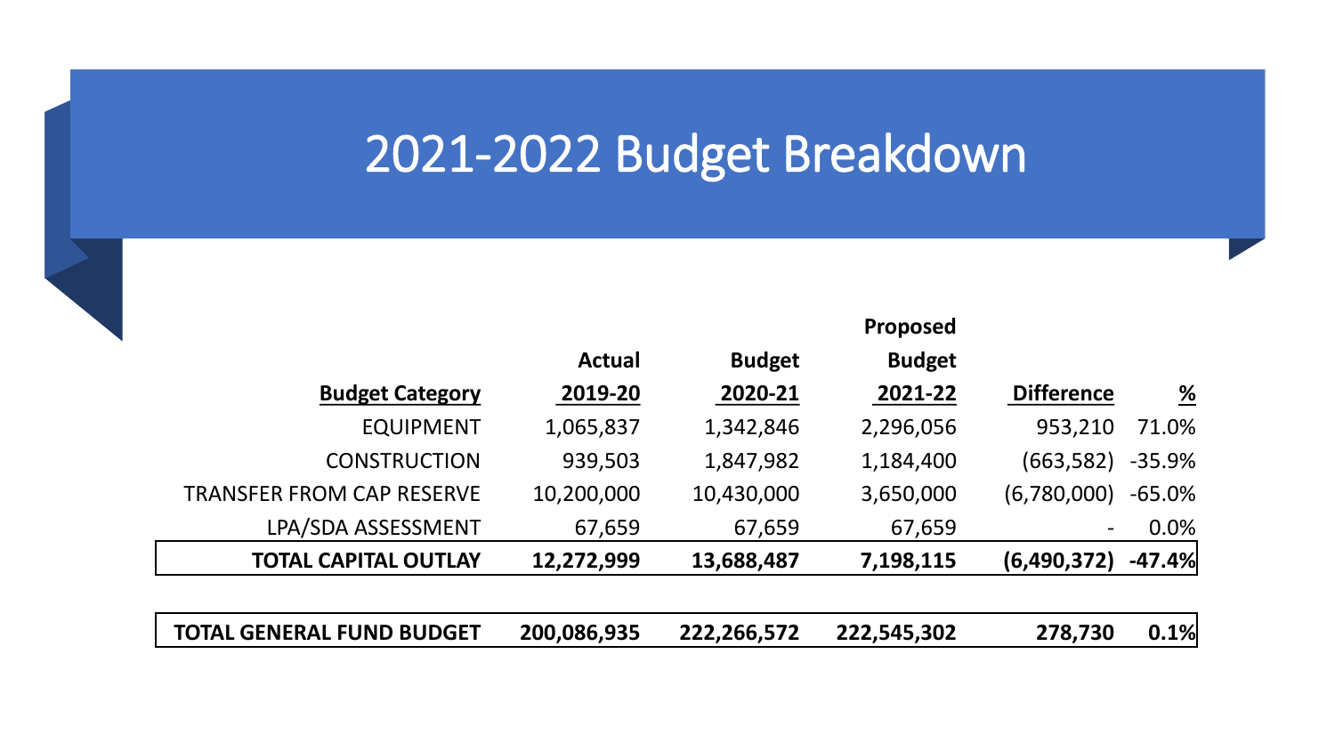# 2021-2022 Budget Breakdown

| Budget Category | Actual 2019-20 | Budget 2020-21 | Proposed Budget 2021-22 | Difference | % |
|---|---|---|---|---|---|
| EQUIPMENT | 1,065,837 | 1,342,846 | 2,296,056 | 953,210 | 71.0% |
| CONSTRUCTION | 939,503 | 1,847,982 | 1,184,400 | (663,582) | -35.9% |
| TRANSFER FROM CAP RESERVE | 10,200,000 | 10,430,000 | 3,650,000 | (6,780,000) | -65.0% |
| LPA/SDA ASSESSMENT | 67,659 | 67,659 | 67,659 | - | 0.0% |
| **TOTAL CAPITAL OUTLAY** | **12,272,999** | **13,688,487** | **7,198,115** | **(6,490,372)** | **-47.4%** |
| | | | | | |
| **TOTAL GENERAL FUND BUDGET** | **200,086,935** | **222,266,572** | **222,545,302** | **278,730** | **0.1%** |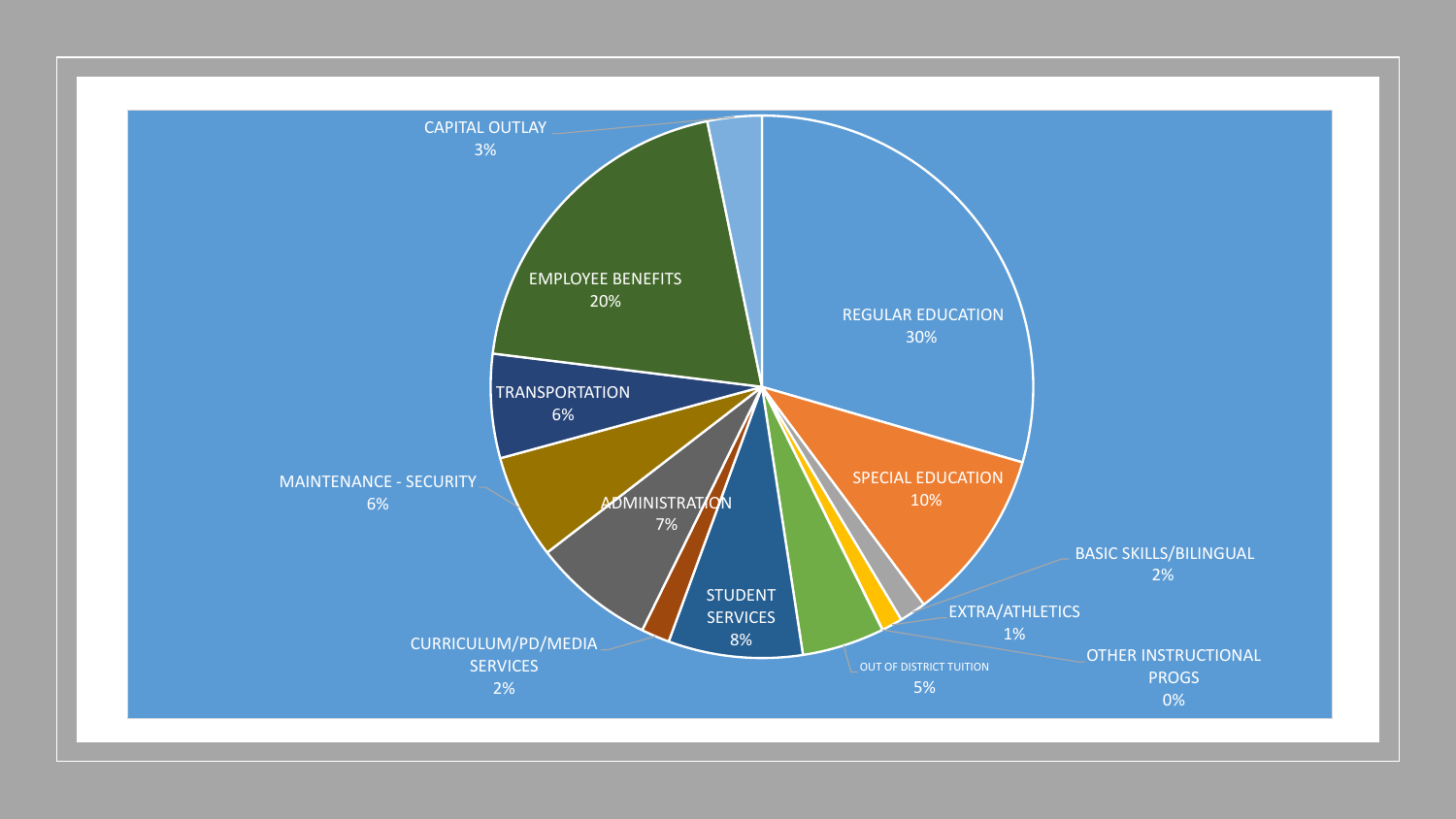REGULAR EDUCATION
30%

SPECIAL EDUCATION
10%

BASIC SKILLS/BILINGUAL
2%

EXTRA/ATHLETICS
1%

OTHER INSTRUCTIONAL PROGS
0%

OUT OF DISTRICT TUITION
5%

STUDENT SERVICES
8%

CURRICULUM/PD/MEDIA SERVICES
2%

ADMINISTRATION
7%

MAINTENANCE - SECURITY
6%

TRANSPORTATION
6%

EMPLOYEE BENEFITS
20%

CAPITAL OUTLAY
3%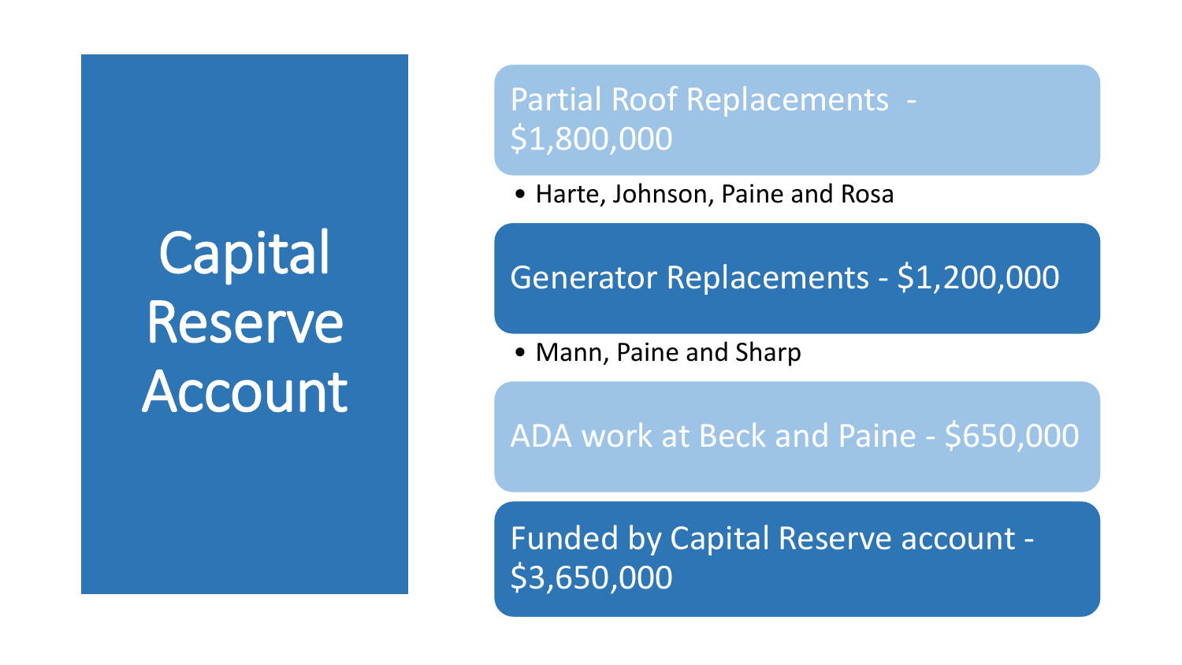# Capital Reserve Account

## Partial Roof Replacements - $1,800,000

- Harte, Johnson, Paine and Rosa

## Generator Replacements - $1,200,000

- Mann, Paine and Sharp

## ADA work at Beck and Paine - $650,000

## Funded by Capital Reserve account - $3,650,000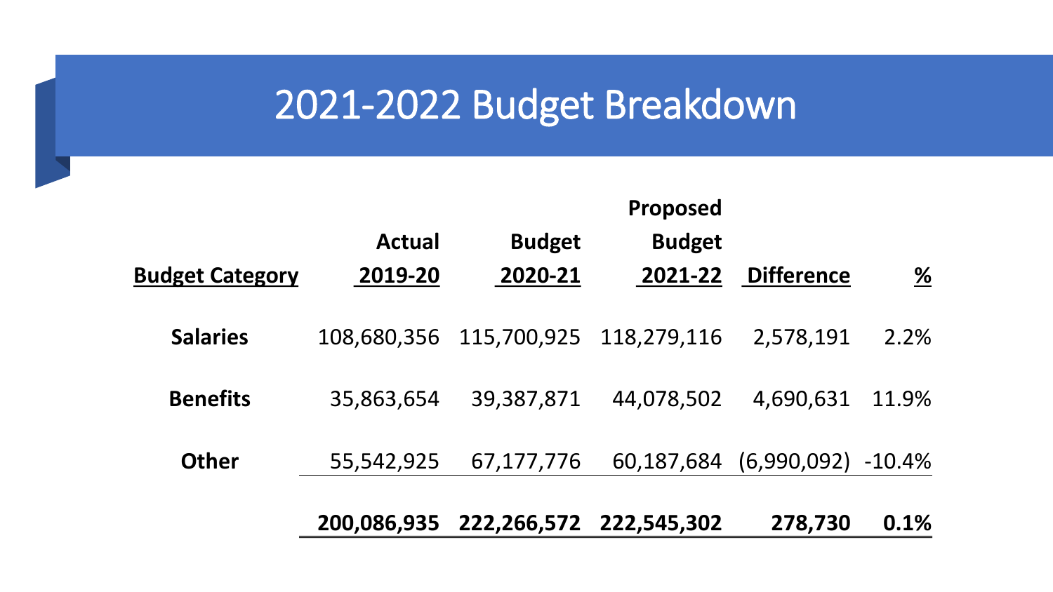# 2021-2022 Budget Breakdown

| Budget Category | Actual 2019-20 | Budget 2020-21 | Proposed Budget 2021-22 | Difference | % |
|---|---|---|---|---|---|
| **Salaries** | 108,680,356 | 115,700,925 | 118,279,116 | 2,578,191 | 2.2% |
| **Benefits** | 35,863,654 | 39,387,871 | 44,078,502 | 4,690,631 | 11.9% |
| **Other** | 55,542,925 | 67,177,776 | 60,187,684 | (6,990,092) | -10.4% |
| | **200,086,935** | **222,266,572** | **222,545,302** | **278,730** | **0.1%** |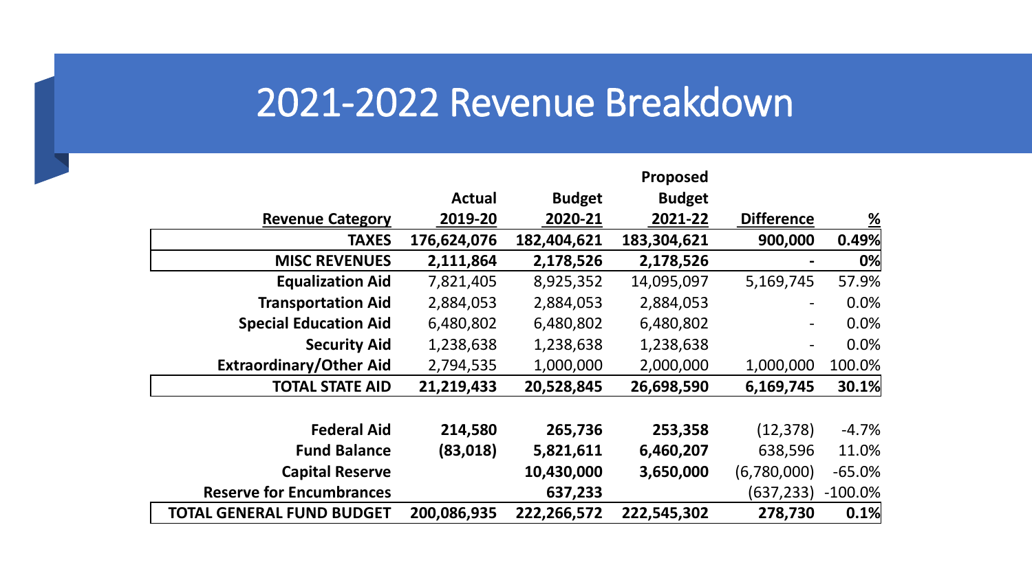# 2021-2022 Revenue Breakdown

| Revenue Category | Actual 2019-20 | Budget 2020-21 | Proposed Budget 2021-22 | Difference | % |
|---|---|---|---|---|---|
| **TAXES** | **176,624,076** | **182,404,621** | **183,304,621** | **900,000** | **0.49%** |
| **MISC REVENUES** | **2,111,864** | **2,178,526** | **2,178,526** | **-** | **0%** |
| **Equalization Aid** | 7,821,405 | 8,925,352 | 14,095,097 | 5,169,745 | 57.9% |
| **Transportation Aid** | 2,884,053 | 2,884,053 | 2,884,053 | - | 0.0% |
| **Special Education Aid** | 6,480,802 | 6,480,802 | 6,480,802 | - | 0.0% |
| **Security Aid** | 1,238,638 | 1,238,638 | 1,238,638 | - | 0.0% |
| **Extraordinary/Other Aid** | 2,794,535 | 1,000,000 | 2,000,000 | 1,000,000 | 100.0% |
| **TOTAL STATE AID** | **21,219,433** | **20,528,845** | **26,698,590** | **6,169,745** | **30.1%** |
| | | | | | |
| **Federal Aid** | **214,580** | **265,736** | **253,358** | (12,378) | -4.7% |
| **Fund Balance** | **(83,018)** | **5,821,611** | **6,460,207** | 638,596 | 11.0% |
| **Capital Reserve** | | **10,430,000** | **3,650,000** | (6,780,000) | -65.0% |
| **Reserve for Encumbrances** | | **637,233** | | (637,233) | -100.0% |
| **TOTAL GENERAL FUND BUDGET** | **200,086,935** | **222,266,572** | **222,545,302** | **278,730** | **0.1%** |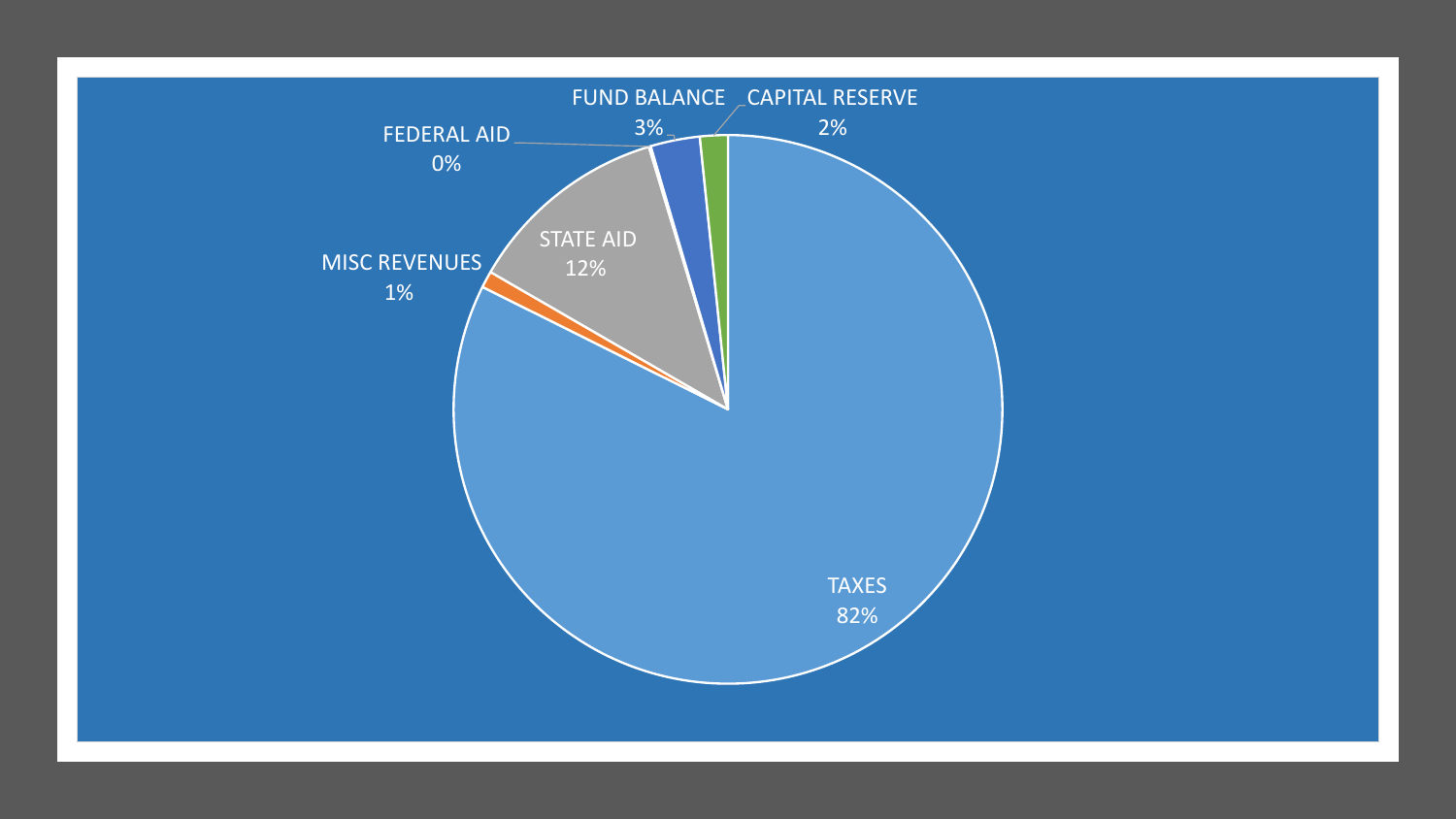FUND BALANCE 3%

CAPITAL RESERVE 2%

FEDERAL AID 0%

STATE AID 12%

MISC REVENUES 1%

TAXES 82%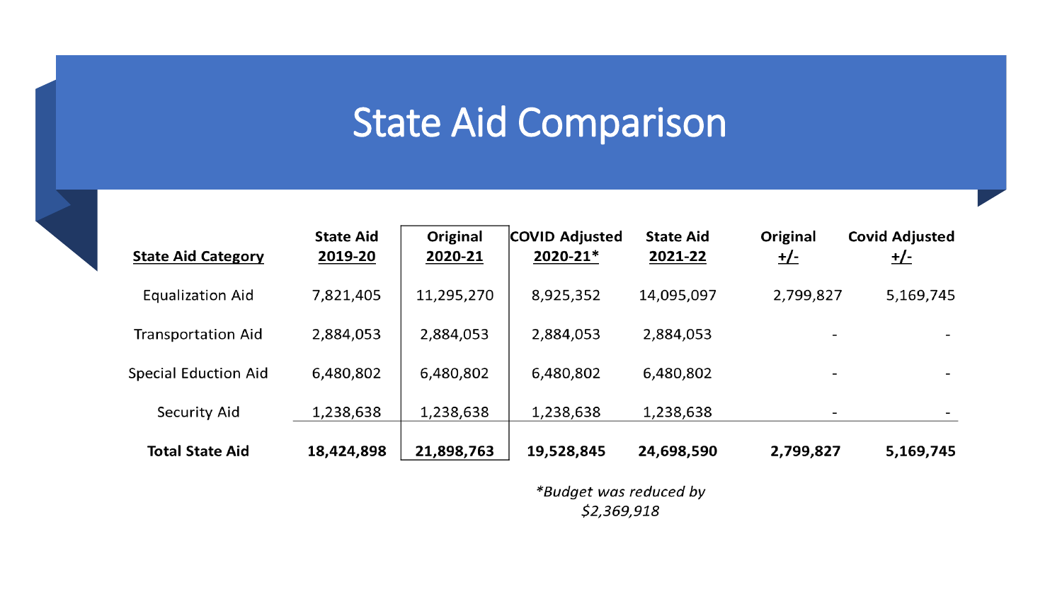# State Aid Comparison

| State Aid Category | State Aid 2019-20 | Original 2020-21 | COVID Adjusted 2020-21* | State Aid 2021-22 | Original +/- | Covid Adjusted +/- |
|---|---|---|---|---|---|---|
| Equalization Aid | 7,821,405 | 11,295,270 | 8,925,352 | 14,095,097 | 2,799,827 | 5,169,745 |
| Transportation Aid | 2,884,053 | 2,884,053 | 2,884,053 | 2,884,053 | - | - |
| Special Eduction Aid | 6,480,802 | 6,480,802 | 6,480,802 | 6,480,802 | - | - |
| Security Aid | 1,238,638 | 1,238,638 | 1,238,638 | 1,238,638 | - | - |
| **Total State Aid** | **18,424,898** | **21,898,763** | **19,528,845** | **24,698,590** | **2,799,827** | **5,169,745** |

*\*Budget was reduced by $2,369,918*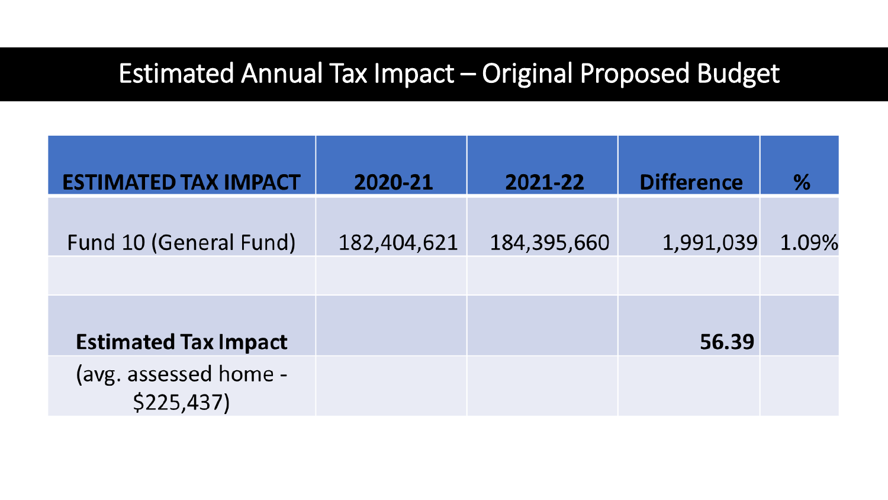# Estimated Annual Tax Impact – Original Proposed Budget

| ESTIMATED TAX IMPACT | 2020-21 | 2021-22 | Difference | % |
| --- | --- | --- | --- | --- |
| Fund 10 (General Fund) | 182,404,621 | 184,395,660 | 1,991,039 | 1.09% |
| | | | | |
| **Estimated Tax Impact** | | | **56.39** | |
| (avg. assessed home - $225,437) | | | | |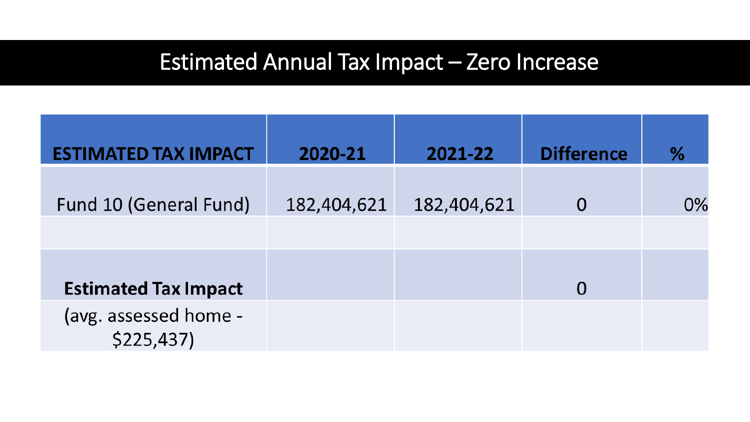# Estimated Annual Tax Impact – Zero Increase

| ESTIMATED TAX IMPACT | 2020-21 | 2021-22 | Difference | % |
|---|---|---|---|---|
| Fund 10 (General Fund) | 182,404,621 | 182,404,621 | 0 | 0% |
| | | | | |
| **Estimated Tax Impact** | | | 0 | |
| (avg. assessed home - $225,437) | | | | |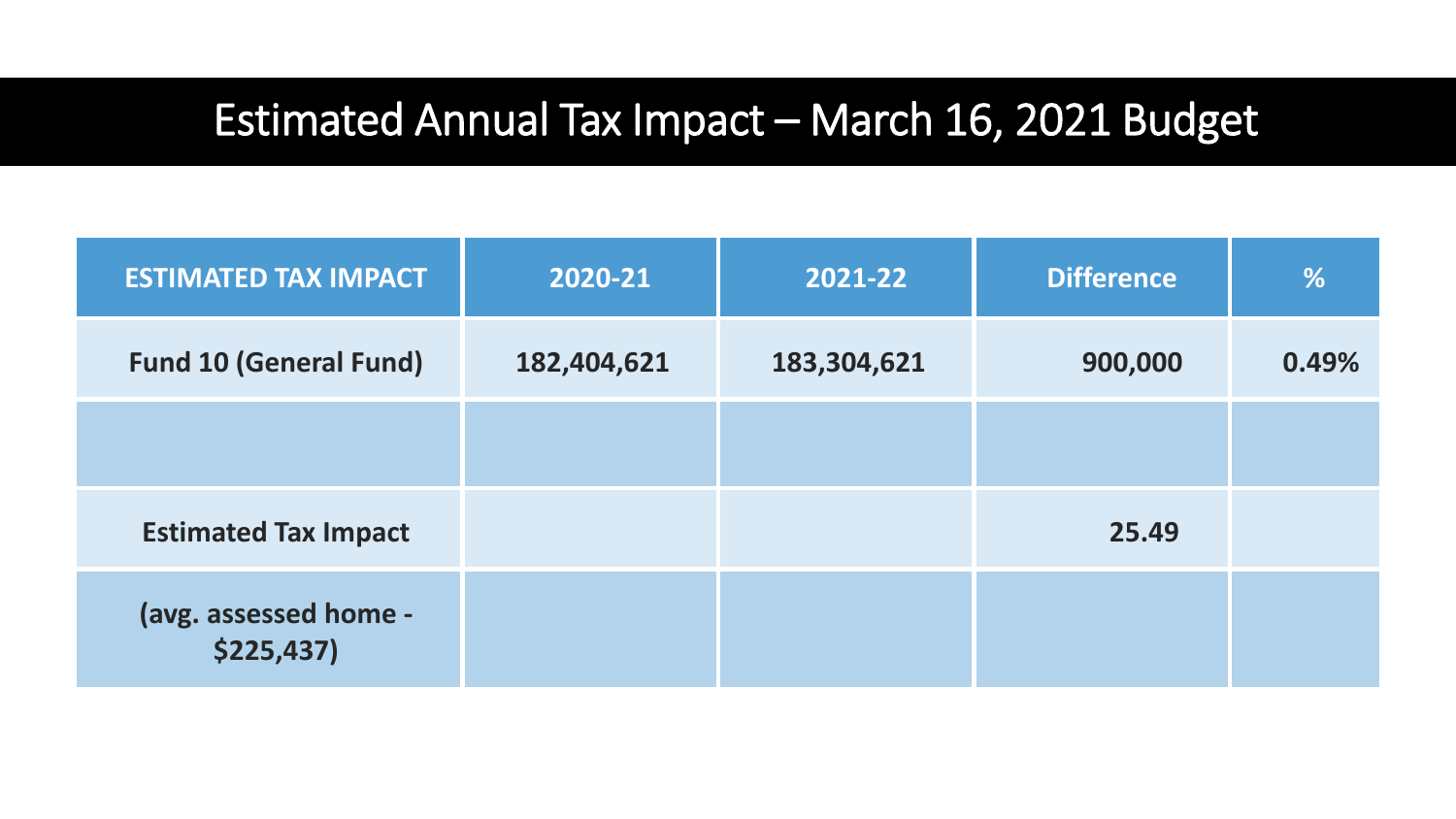# Estimated Annual Tax Impact – March 16, 2021 Budget

| ESTIMATED TAX IMPACT | 2020-21 | 2021-22 | Difference | % |
|---|---|---|---|---|
| Fund 10 (General Fund) | 182,404,621 | 183,304,621 | 900,000 | 0.49% |
| | | | | |
| Estimated Tax Impact | | | 25.49 | |
| (avg. assessed home - $225,437) | | | | |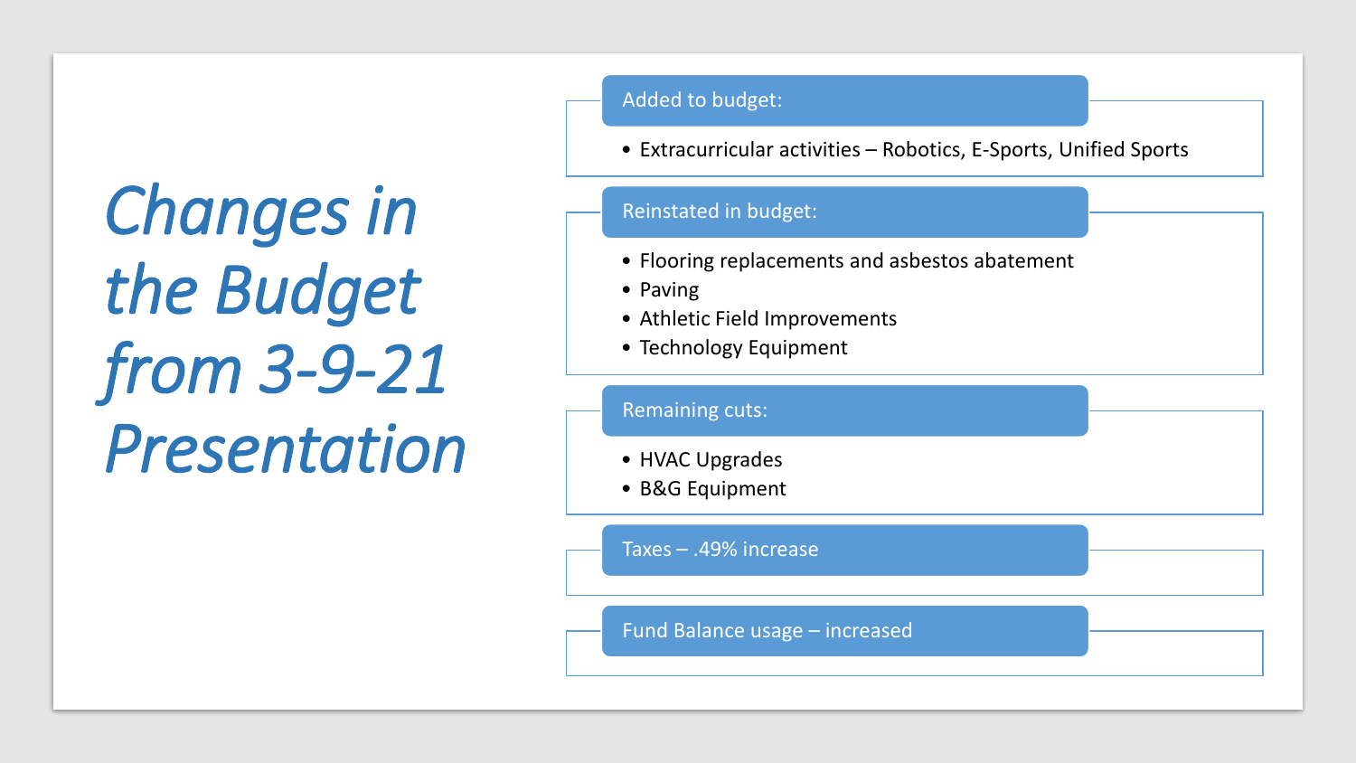# *Changes in the Budget from 3-9-21 Presentation*

**Added to budget:**

- Extracurricular activities – Robotics, E-Sports, Unified Sports

**Reinstated in budget:**

- Flooring replacements and asbestos abatement
- Paving
- Athletic Field Improvements
- Technology Equipment

**Remaining cuts:**

- HVAC Upgrades
- B&G Equipment

**Taxes – .49% increase**

**Fund Balance usage – increased**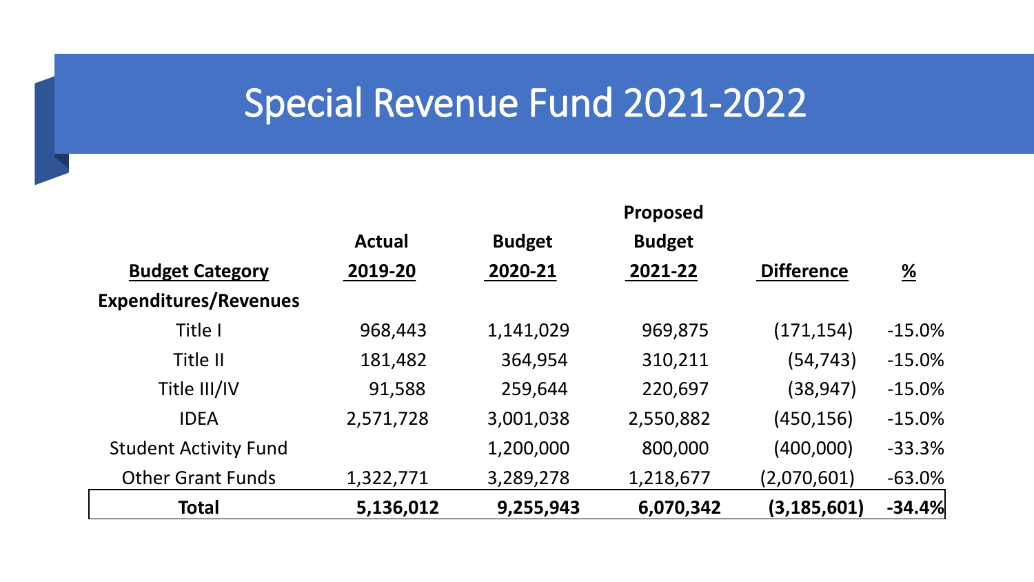# Special Revenue Fund 2021-2022

| Budget Category | Actual 2019-20 | Budget 2020-21 | Proposed Budget 2021-22 | Difference | % |
|---|---|---|---|---|---|
| **Expenditures/Revenues** | | | | | |
| Title I | 968,443 | 1,141,029 | 969,875 | (171,154) | -15.0% |
| Title II | 181,482 | 364,954 | 310,211 | (54,743) | -15.0% |
| Title III/IV | 91,588 | 259,644 | 220,697 | (38,947) | -15.0% |
| IDEA | 2,571,728 | 3,001,038 | 2,550,882 | (450,156) | -15.0% |
| Student Activity Fund | | 1,200,000 | 800,000 | (400,000) | -33.3% |
| Other Grant Funds | 1,322,771 | 3,289,278 | 1,218,677 | (2,070,601) | -63.0% |
| **Total** | **5,136,012** | **9,255,943** | **6,070,342** | **(3,185,601)** | **-34.4%** |